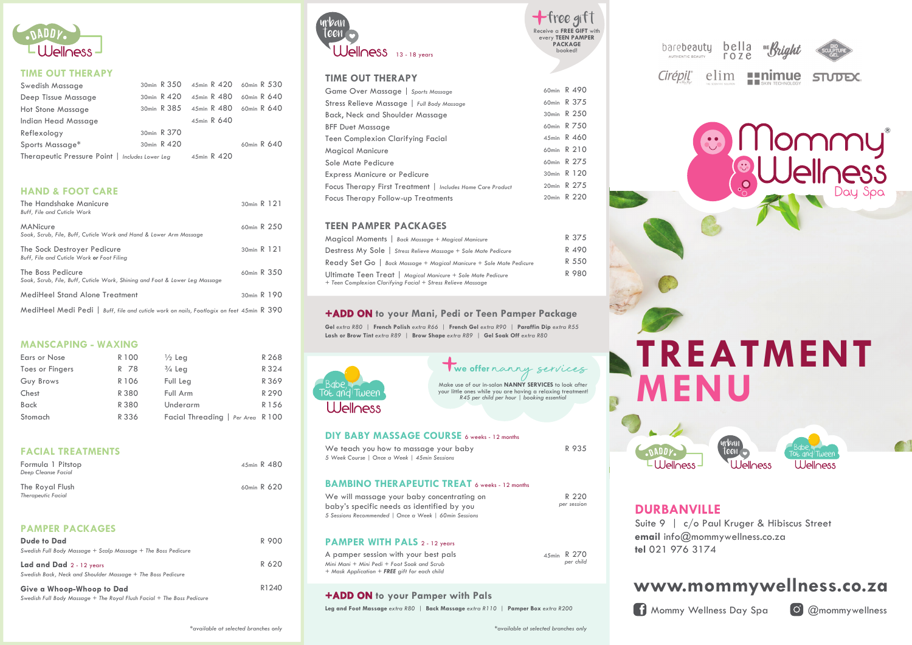# Daddy Wellness

## TIME OUT THERAPY

| Treatment | 30min | 45min | 60min |
|---|---|---|---|
| Swedish Massage | R 350 | R 420 | R 530 |
| Deep Tissue Massage | R 420 | R 480 | R 640 |
| Hot Stone Massage | R 385 | R 480 | R 640 |
| Indian Head Massage | | R 640 | |
| Reflexology | R 370 | | |
| Sports Massage* | R 420 | | R 640 |
| Therapeutic Pressure Point \| *Includes Lower Leg* | | R 420 | |

## HAND & FOOT CARE

The Handshake Manicure — 30min R 121
*Buff, File and Cuticle Work*

MANicure — 60min R 250
*Soak, Scrub, File, Buff, Cuticle Work and Hand & Lower Arm Massage*

The Sock Destroyer Pedicure — 30min R 121
*Buff, File and Cuticle Work **or** Foot Filing*

The Boss Pedicure — 60min R 350
*Soak, Scrub, File, Buff, Cuticle Work, Shining and Foot & Lower Leg Massage*

MediHeel Stand Alone Treatment — 30min R 190

MediHeel Medi Pedi | *Buff, file and cuticle work on nails, Footlogix on feet* — 45min R 390

## MANSCAPING - WAXING

| Area | Price | Area | Price |
|---|---|---|---|
| Ears or Nose | R 100 | ½ Leg | R 268 |
| Toes or Fingers | R 78 | ¾ Leg | R 324 |
| Guy Brows | R 106 | Full Leg | R 369 |
| Chest | R 380 | Full Arm | R 290 |
| Back | R 380 | Underarm | R 156 |
| Stomach | R 336 | Facial Threading \| *Per Area* | R 100 |

## FACIAL TREATMENTS

Formula 1 Pitstop — 45min R 480
*Deep Cleanse Facial*

The Royal Flush — 60min R 620
*Therapeutic Facial*

## PAMPER PACKAGES

**Dude to Dad** — R 900
*Swedish Full Body Massage + Scalp Massage + The Boss Pedicure*

**Lad and Dad** 2 - 12 years — R 620
*Swedish Back, Neck and Shoulder Massage + The Boss Pedicure*

**Give a Whoop-Whoop to Dad** — R1240
*Swedish Full Body Massage + The Royal Flush Facial + The Boss Pedicure*

*available at selected branches only

# Urban Teen Wellness 13 - 18 years

**+free gift** — Receive a **FREE GIFT** with every **TEEN PAMPER PACKAGE** booked!

## TIME OUT THERAPY

| Treatment | Duration | Price |
|---|---|---|
| Game Over Massage \| *Sports Massage* | 60min | R 490 |
| Stress Relieve Massage \| *Full Body Massage* | 60min | R 375 |
| Back, Neck and Shoulder Massage | 30min | R 250 |
| BFF Duet Massage | 60min | R 750 |
| Teen Complexion Clarifying Facial | 45min | R 460 |
| Magical Manicure | 60min | R 210 |
| Sole Mate Pedicure | 60min | R 275 |
| Express Manicure or Pedicure | 30min | R 120 |
| Focus Therapy First Treatment \| *Includes Home Care Product* | 20min | R 275 |
| Focus Therapy Follow-up Treatments | 20min | R 220 |

## TEEN PAMPER PACKAGES

Magical Moments | *Back Massage + Magical Manicure* — R 375

Destress My Sole | *Stress Relieve Massage + Sole Mate Pedicure* — R 490

Ready Set Go | *Back Massage + Magical Manicure + Sole Mate Pedicure* — R 550

Ultimate Teen Treat | *Magical Manicure + Sole Mate Pedicure + Teen Complexion Clarifying Facial + Stress Relieve Massage* — R 980

**+ADD ON** to your Mani, Pedi or Teen Pamper Package

**Gel** *extra R80* | **French Polish** *extra R66* | **French Gel** *extra R90* | **Paraffin Dip** *extra R55*
**Lash or Brow Tint** *extra R89* | **Brow Shape** *extra R89* | **Gel Soak Off** *extra R80*

# Babe, Tot and Tween Wellness

**+we offer nanny services**
Make use of our in-salon **NANNY SERVICES** to look after your little ones while you are having a relaxing treatment!
*R45 per child per hour | booking essential*

## DIY BABY MASSAGE COURSE 6 weeks - 12 months

We teach you how to massage your baby — R 935
*5 Week Course | Once a Week | 45min Sessions*

## BAMBINO THERAPEUTIC TREAT 6 weeks - 12 months

We will massage your baby concentrating on baby's specific needs as identified by you — R 220 *per session*
*5 Sessions Recommended | Once a Week | 60min Sessions*

## PAMPER WITH PALS 2 - 12 years

A pamper session with your best pals — 45min R 270 *per child*
*Mini Mani + Mini Pedi + Foot Soak and Scrub + Mask Application + **FREE** gift for each child*

**+ADD ON** to your Pamper with Pals

**Leg and Foot Massage** *extra R80* | **Back Massage** *extra R110* | **Pamper Box** *extra R200*

*available at selected branches only

barebeauty | bella roze | Be Bright | Bio Sculpture Gel | Cirépil | elim | nimue | STUDEX

# Mommy Wellness Day Spa

# TREATMENT MENU

Daddy Wellness | Urban Teen Wellness | Babe, Tot and Tween Wellness

## DURBANVILLE

Suite 9 | c/o Paul Kruger & Hibiscus Street
**email** info@mommywellness.co.za
**tel** 021 976 3174

**www.mommywellness.co.za**

Mommy Wellness Day Spa | @mommywellness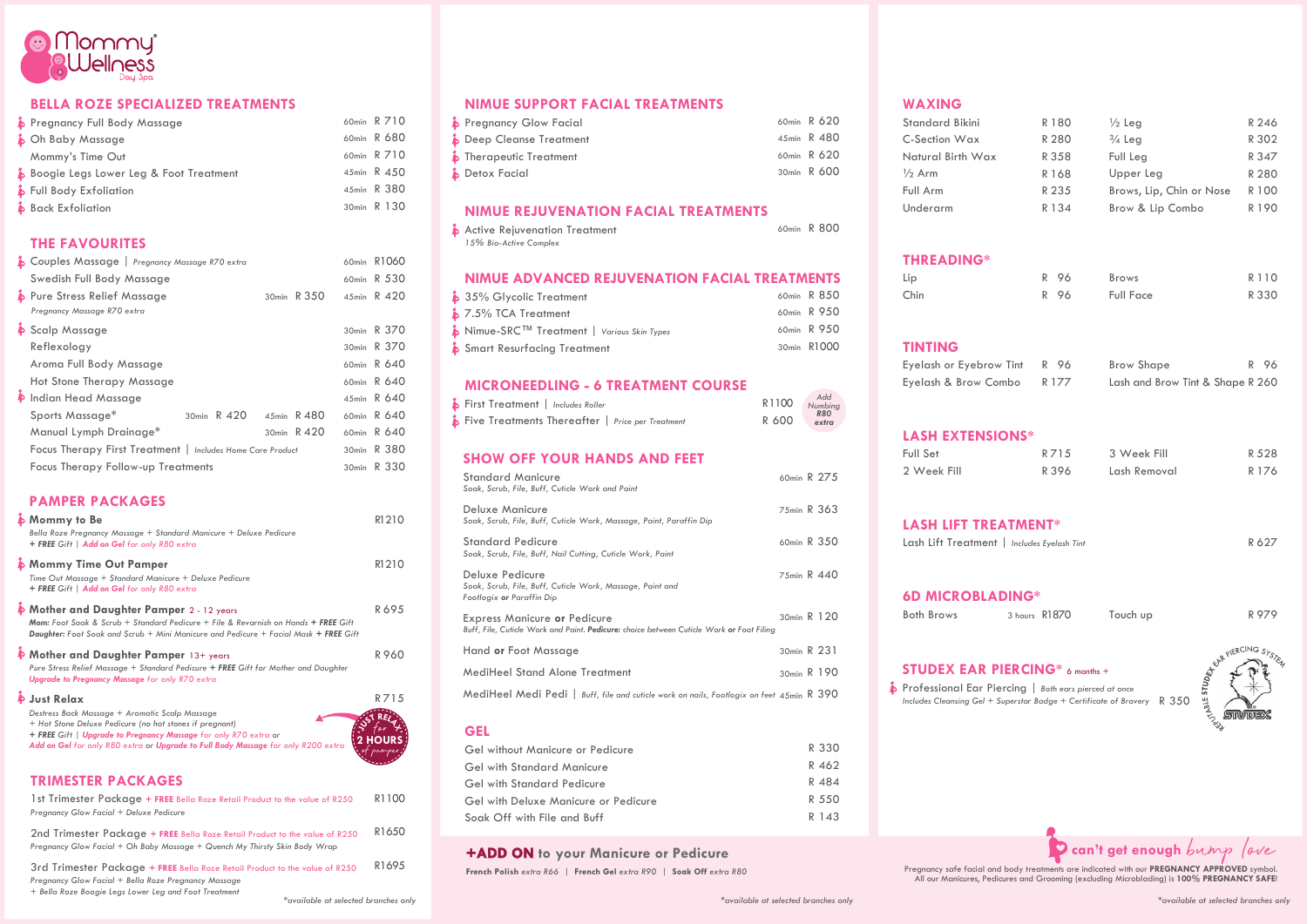Mommy Wellness Day Spa

## BELLA ROZE SPECIALIZED TREATMENTS

| | | |
|---|---|---|
| Pregnancy Full Body Massage | 60min | R 710 |
| Oh Baby Massage | 60min | R 680 |
| Mommy's Time Out | 60min | R 710 |
| Boogie Legs Lower Leg & Foot Treatment | 45min | R 450 |
| Full Body Exfoliation | 45min | R 380 |
| Back Exfoliation | 30min | R 130 |

## THE FAVOURITES

| | | | | | | |
|---|---|---|---|---|---|---|
| Couples Massage \| *Pregnancy Massage R70 extra* | | | | | 60min | R1060 |
| Swedish Full Body Massage | | | | | 60min | R 530 |
| Pure Stress Relief Massage *Pregnancy Massage R70 extra* | | | 30min | R 350 | 45min | R 420 |
| Scalp Massage | | | | | 30min | R 370 |
| Reflexology | | | | | 30min | R 370 |
| Aroma Full Body Massage | | | | | 60min | R 640 |
| Hot Stone Therapy Massage | | | | | 60min | R 640 |
| Indian Head Massage | | | | | 45min | R 640 |
| Sports Massage* | 30min | R 420 | 45min | R 480 | 60min | R 640 |
| Manual Lymph Drainage* | | | 30min | R 420 | 60min | R 640 |
| Focus Therapy First Treatment \| *Includes Home Care Product* | | | | | 30min | R 380 |
| Focus Therapy Follow-up Treatments | | | | | 30min | R 330 |

## PAMPER PACKAGES

**Mommy to Be** — R1210
*Bella Roze Pregnancy Massage + Standard Manicure + Deluxe Pedicure*
***+ FREE** Gift | **Add on Gel** for only R80 extra*

**Mommy Time Out Pamper** — R1210
*Time Out Massage + Standard Manicure + Deluxe Pedicure*
***+ FREE** Gift | **Add on Gel** for only R80 extra*

**Mother and Daughter Pamper** 2 - 12 years — R 695
***Mom:** Foot Soak & Scrub + Standard Pedicure + File & Revarnish on Hands + **FREE** Gift*
***Daughter:** Foot Soak and Scrub + Mini Manicure and Pedicure + Facial Mask + **FREE** Gift*

**Mother and Daughter Pamper** 13+ years — R 960
*Pure Stress Relief Massage + Standard Pedicure + **FREE** Gift for Mother and Daughter*
***Upgrade to Pregnancy Massage** for only R70 extra*

**Just Relax** — R 715
*Destress Back Massage + Aromatic Scalp Massage*
*+ Hot Stone Deluxe Pedicure (no hot stones if pregnant)*
***+ FREE** Gift | **Upgrade to Pregnancy Massage** for only R70 extra or*
***Add on Gel** for only R80 extra or **Upgrade to Full Body Massage** for only R200 extra*

JUST RELAX for 2 HOURS of pamper

## TRIMESTER PACKAGES

1st Trimester Package **+ FREE** Bella Roze Retail Product to the value of R250 — R1100
*Pregnancy Glow Facial + Deluxe Pedicure*

2nd Trimester Package **+ FREE** Bella Roze Retail Product to the value of R250 — R1650
*Pregnancy Glow Facial + Oh Baby Massage + Quench My Thirsty Skin Body Wrap*

3rd Trimester Package **+ FREE** Bella Roze Retail Product to the value of R250 — R1695
*Pregnancy Glow Facial + Bella Roze Pregnancy Massage*
*+ Bella Roze Boogie Legs Lower Leg and Foot Treatment*

*\*available at selected branches only*

## NIMUE SUPPORT FACIAL TREATMENTS

| | | |
|---|---|---|
| Pregnancy Glow Facial | 60min | R 620 |
| Deep Cleanse Treatment | 45min | R 480 |
| Therapeutic Treatment | 60min | R 620 |
| Detox Facial | 30min | R 600 |

## NIMUE REJUVENATION FACIAL TREATMENTS

| | | |
|---|---|---|
| Active Rejuvenation Treatment *15% Bio-Active Complex* | 60min | R 800 |

## NIMUE ADVANCED REJUVENATION FACIAL TREATMENTS

| | | |
|---|---|---|
| 35% Glycolic Treatment | 60min | R 850 |
| 7.5% TCA Treatment | 60min | R 950 |
| Nimue-SRC™ Treatment \| *Various Skin Types* | 60min | R 950 |
| Smart Resurfacing Treatment | 30min | R1000 |

## MICRONEEDLING - 6 TREATMENT COURSE

| | |
|---|---|
| First Treatment \| *Includes Roller* | R1100 |
| Five Treatments Thereafter \| *Price per Treatment* | R 600 |

*Add Numbing R80 extra*

## SHOW OFF YOUR HANDS AND FEET

| | | |
|---|---|---|
| Standard Manicure *Soak, Scrub, File, Buff, Cuticle Work and Paint* | 60min | R 275 |
| Deluxe Manicure *Soak, Scrub, File, Buff, Cuticle Work, Massage, Paint, Paraffin Dip* | 75min | R 363 |
| Standard Pedicure *Soak, Scrub, File, Buff, Nail Cutting, Cuticle Work, Paint* | 60min | R 350 |
| Deluxe Pedicure *Soak, Scrub, File, Buff, Cuticle Work, Massage, Paint and Footlogix or Paraffin Dip* | 75min | R 440 |
| Express Manicure **or** Pedicure *Buff, File, Cuticle Work and Paint. **Pedicure:** choice between Cuticle Work **or** Foot Filing* | 30min | R 120 |
| Hand **or** Foot Massage | 30min | R 231 |
| MediHeel Stand Alone Treatment | 30min | R 190 |
| MediHeel Medi Pedi \| *Buff, file and cuticle work on nails, Footlogix on feet* | 45min | R 390 |

## GEL

| | |
|---|---|
| Gel without Manicure or Pedicure | R 330 |
| Gel with Standard Manicure | R 462 |
| Gel with Standard Pedicure | R 484 |
| Gel with Deluxe Manicure or Pedicure | R 550 |
| Soak Off with File and Buff | R 143 |

**+ADD ON** to your Manicure or Pedicure
**French Polish** extra R66 | **French Gel** extra R90 | **Soak Off** extra R80

*\*available at selected branches only*

## WAXING

| | | | |
|---|---|---|---|
| Standard Bikini | R 180 | ½ Leg | R 246 |
| C-Section Wax | R 280 | ¾ Leg | R 302 |
| Natural Birth Wax | R 358 | Full Leg | R 347 |
| ½ Arm | R 168 | Upper Leg | R 280 |
| Full Arm | R 235 | Brows, Lip, Chin or Nose | R 100 |
| Underarm | R 134 | Brow & Lip Combo | R 190 |

## THREADING*

| | | | |
|---|---|---|---|
| Lip | R 96 | Brows | R 110 |
| Chin | R 96 | Full Face | R 330 |

## TINTING

| | | | |
|---|---|---|---|
| Eyelash or Eyebrow Tint | R 96 | Brow Shape | R 96 |
| Eyelash & Brow Combo | R 177 | Lash and Brow Tint & Shape | R 260 |

## LASH EXTENSIONS*

| | | | |
|---|---|---|---|
| Full Set | R 715 | 3 Week Fill | R 528 |
| 2 Week Fill | R 396 | Lash Removal | R 176 |

## LASH LIFT TREATMENT*

Lash Lift Treatment | *Includes Eyelash Tint* — R 627

## 6D MICROBLADING*

| | | | | |
|---|---|---|---|---|
| Both Brows | 3 hours | R1870 | Touch up | R 979 |

## STUDEX EAR PIERCING* 6 months +

Professional Ear Piercing | *Both ears pierced at once* — R 350
*Includes Cleansing Gel + Superstar Badge + Certificate of Bravery*

REPUTABLE STUDEX EAR PIERCING SYSTEM

**can't get enough** *bump love*

Pregnancy safe facial and body treatments are indicated with our **PREGNANCY APPROVED** symbol.
All our Manicures, Pedicures and Grooming (excluding Microblading) is **100% PREGNANCY SAFE**!

*\*available at selected branches only*